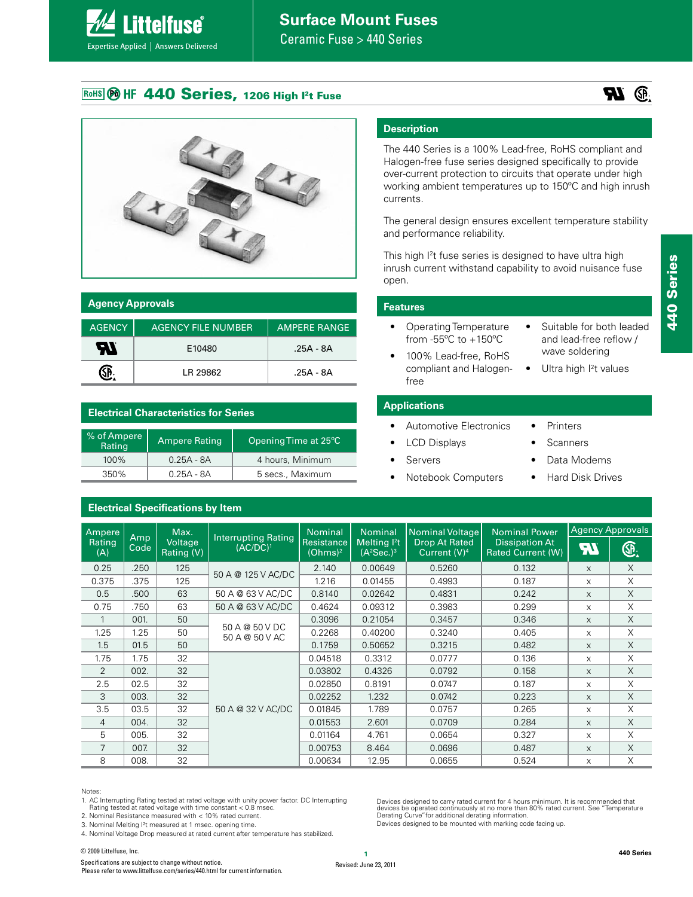# Surface Mount Fuses

Ceramic Fuse > 440 Series

## RoHS Pb HF 440 Series, 1206 High I²t Fuse

### Description

The 440 Series is a 100% Lead-free, RoHS compliant and Halogen-free fuse series designed specifically to provide over-current protection to circuits that operate under high working ambient temperatures up to 150°C and high inrush currents.

The general design ensures excellent temperature stability and performance reliability.

This high I²t fuse series is designed to have ultra high inrush current withstand capability to avoid nuisance fuse open.

### Features

- Operating Temperature from -55°C to +150°C
- 100% Lead-free, RoHS compliant and Halogen-free
- Suitable for both leaded and lead-free reflow / wave soldering
- Ultra high I²t values

### Applications

- Automotive Electronics
- LCD Displays
- Servers
- Notebook Computers
- Printers
- Scanners
- Data Modems
- Hard Disk Drives

### Agency Approvals

| AGENCY | AGENCY FILE NUMBER | AMPERE RANGE |
|---|---|---|
| UR | E10480 | .25A - 8A |
| CSA | LR 29862 | .25A - 8A |

### Electrical Characteristics for Series

| % of Ampere Rating | Ampere Rating | Opening Time at 25°C |
|---|---|---|
| 100% | 0.25A - 8A | 4 hours, Minimum |
| 350% | 0.25A - 8A | 5 secs., Maximum |

### Electrical Specifications by Item

| Ampere Rating (A) | Amp Code | Max. Voltage Rating (V) | Interrupting Rating (AC/DC)[1] | Nominal Resistance (Ohms)[2] | Nominal Melting I²t (A²Sec.)[3] | Nominal Voltage Drop At Rated Current (V)[4] | Nominal Power Dissipation At Rated Current (W) | Agency Approvals | |
|---|---|---|---|---|---|---|---|---|---|
| | | | | | | | | UR | CSA |
| 0.25 | .250 | 125 | 50 A @ 125 V AC/DC | 2.140 | 0.00649 | 0.5260 | 0.132 | x | X |
| 0.375 | .375 | 125 | | 1.216 | 0.01455 | 0.4993 | 0.187 | x | X |
| 0.5 | .500 | 63 | 50 A @ 63 V AC/DC | 0.8140 | 0.02642 | 0.4831 | 0.242 | x | X |
| 0.75 | .750 | 63 | 50 A @ 63 V AC/DC | 0.4624 | 0.09312 | 0.3983 | 0.299 | x | X |
| 1 | 001. | 50 | 50 A @ 50 V DC 50 A @ 50 V AC | 0.3096 | 0.21054 | 0.3457 | 0.346 | x | X |
| 1.25 | 1.25 | 50 | | 0.2268 | 0.40200 | 0.3240 | 0.405 | x | X |
| 1.5 | 01.5 | 50 | | 0.1759 | 0.50652 | 0.3215 | 0.482 | x | X |
| 1.75 | 1.75 | 32 | 50 A @ 32 V AC/DC | 0.04518 | 0.3312 | 0.0777 | 0.136 | x | X |
| 2 | 002. | 32 | | 0.03802 | 0.4326 | 0.0792 | 0.158 | x | X |
| 2.5 | 02.5 | 32 | | 0.02850 | 0.8191 | 0.0747 | 0.187 | x | X |
| 3 | 003. | 32 | | 0.02252 | 1.232 | 0.0742 | 0.223 | x | X |
| 3.5 | 03.5 | 32 | | 0.01845 | 1.789 | 0.0757 | 0.265 | x | X |
| 4 | 004. | 32 | | 0.01553 | 2.601 | 0.0709 | 0.284 | x | X |
| 5 | 005. | 32 | | 0.01164 | 4.761 | 0.0654 | 0.327 | x | X |
| 7 | 007. | 32 | | 0.00753 | 8.464 | 0.0696 | 0.487 | x | X |
| 8 | 008. | 32 | | 0.00634 | 12.95 | 0.0655 | 0.524 | x | X |

Notes:

1. AC Interrupting Rating tested at rated voltage with unity power factor. DC Interrupting Rating tested at rated voltage with time constant < 0.8 msec.
2. Nominal Resistance measured with < 10% rated current.
3. Nominal Melting I²t measured at 1 msec. opening time.
4. Nominal Voltage Drop measured at rated current after temperature has stabilized.

Devices designed to carry rated current for 4 hours minimum. It is recommended that devices be operated continuously at no more than 80% rated current. See "Temperature Derating Curve" for additional derating information.
Devices designed to be mounted with marking code facing up.

© 2009 Littelfuse, Inc.
Specifications are subject to change without notice.
Please refer to www.littelfuse.com/series/440.html for current information.

Revised: June 23, 2011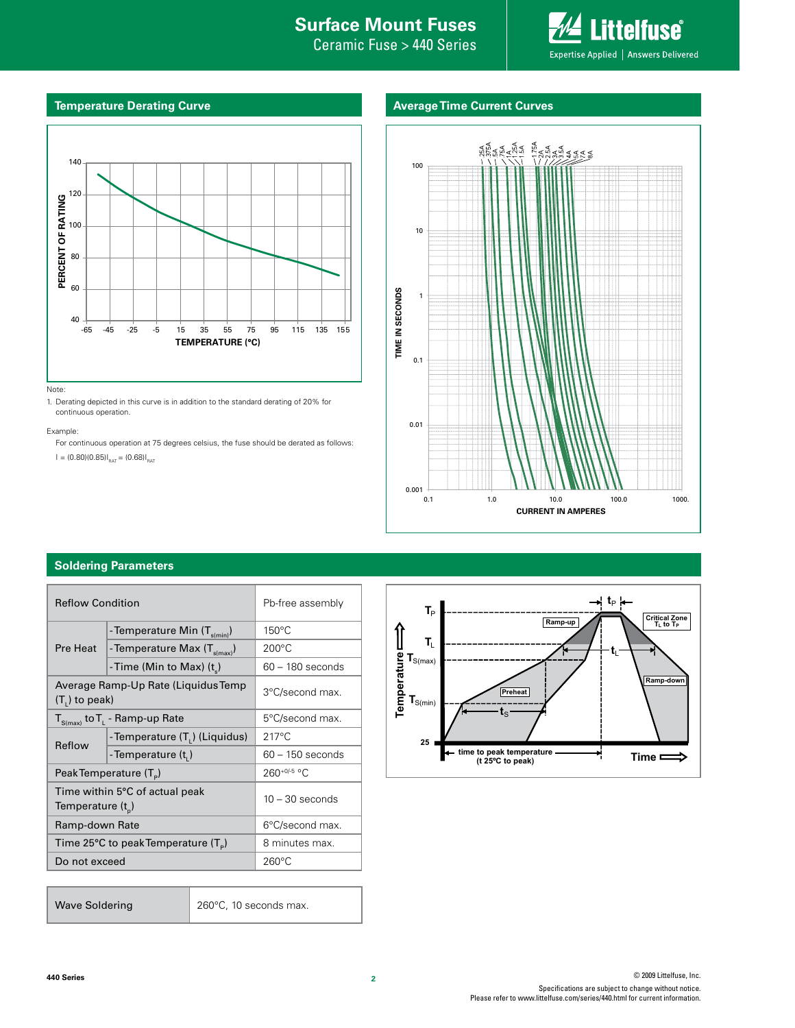## Temperature Derating Curve

Note:

1. Derating depicted in this curve is in addition to the standard derating of 20% for continuous operation.

Example:

For continuous operation at 75 degrees celsius, the fuse should be derated as follows:

$I = (0.80)(0.85)I_{RAT} = (0.68)I_{RAT}$

## Average Time Current Curves

## Soldering Parameters

| Reflow Condition | | Pb-free assembly |
|---|---|---|
| Pre Heat | - Temperature Min ($T_{s(min)}$) | 150°C |
| | - Temperature Max ($T_{s(max)}$) | 200°C |
| | - Time (Min to Max) ($t_s$) | 60 – 180 seconds |
| Average Ramp-Up Rate (Liquidus Temp ($T_L$) to peak) | | 3°C/second max. |
| $T_{S(max)}$ to $T_L$ - Ramp-up Rate | | 5°C/second max. |
| Reflow | - Temperature ($T_L$) (Liquidus) | 217°C |
| | - Temperature ($t_L$) | 60 – 150 seconds |
| Peak Temperature ($T_P$) | | $260^{+0/-5}$ °C |
| Time within 5°C of actual peak Temperature ($t_p$) | | 10 – 30 seconds |
| Ramp-down Rate | | 6°C/second max. |
| Time 25°C to peak Temperature ($T_P$) | | 8 minutes max. |
| Do not exceed | | 260°C |

| Wave Soldering | 260°C, 10 seconds max. |
|---|---|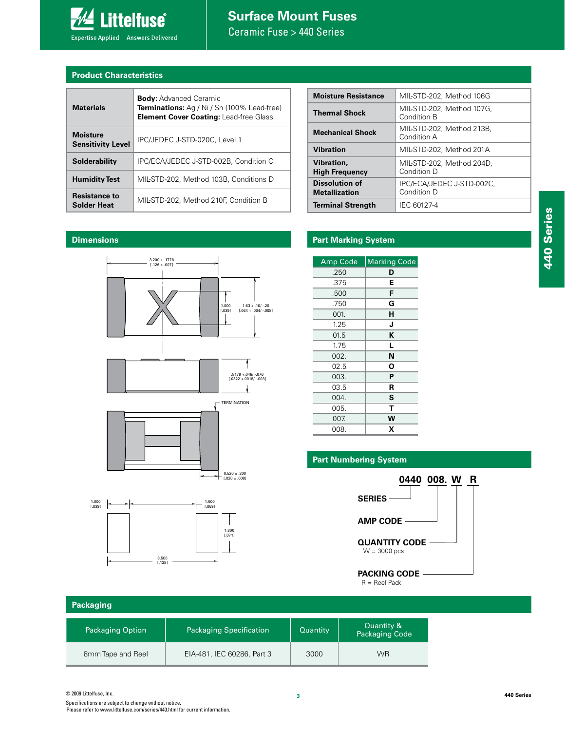## Product Characteristics

| | |
|---|---|
| **Materials** | **Body:** Advanced Ceramic<br>**Terminations:** Ag / Ni / Sn (100% Lead-free)<br>**Element Cover Coating:** Lead-free Glass |
| **Moisture Sensitivity Level** | IPC/JEDEC J-STD-020C, Level 1 |
| **Solderability** | IPC/ECA/JEDEC J-STD-002B, Condition C |
| **Humidity Test** | MIL-STD-202, Method 103B, Conditions D |
| **Resistance to Solder Heat** | MIL-STD-202, Method 210F, Condition B |

| | |
|---|---|
| **Moisture Resistance** | MIL-STD-202, Method 106G |
| **Thermal Shock** | MIL-STD-202, Method 107G, Condition B |
| **Mechanical Shock** | MIL-STD-202, Method 213B, Condition A |
| **Vibration** | MIL-STD-202, Method 201A |
| **Vibration, High Frequency** | MIL-STD-202, Method 204D, Condition D |
| **Dissolution of Metallization** | IPC/ECA/JEDEC J-STD-002C, Condition D |
| **Terminal Strength** | IEC 60127-4 |

## Dimensions

3.200 ± .1778
[.126 ± .007]

1.000
[.039]

1.63 + .10/ -.20
[.064 + .004/ -.008]

.8179 +.046/ -.076
[.0322 +.0018/ -.003]

TERMINATION

0.520 ± .200
[.020 ± .008]

1.000
[.039]

1.500
[.059]

1.800
[.071]

3.500
[.138]

## Part Marking System

| Amp Code | Marking Code |
|---|---|
| .250 | D |
| .375 | E |
| .500 | F |
| .750 | G |
| 001. | H |
| 1.25 | J |
| 01.5 | K |
| 1.75 | L |
| 002. | N |
| 02.5 | O |
| 003. | P |
| 03.5 | R |
| 004. | S |
| 005. | T |
| 007. | W |
| 008. | X |

## Part Numbering System

**0440 008. W R**

- **SERIES**
- **AMP CODE**
- **QUANTITY CODE**
  W = 3000 pcs
- **PACKING CODE**
  R = Reel Pack

## Packaging

| Packaging Option | Packaging Specification | Quantity | Quantity & Packaging Code |
|---|---|---|---|
| 8mm Tape and Reel | EIA-481, IEC 60286, Part 3 | 3000 | WR |

© 2009 Littelfuse, Inc.

Specifications are subject to change without notice.
Please refer to www.littelfuse.com/series/440.html for current information.